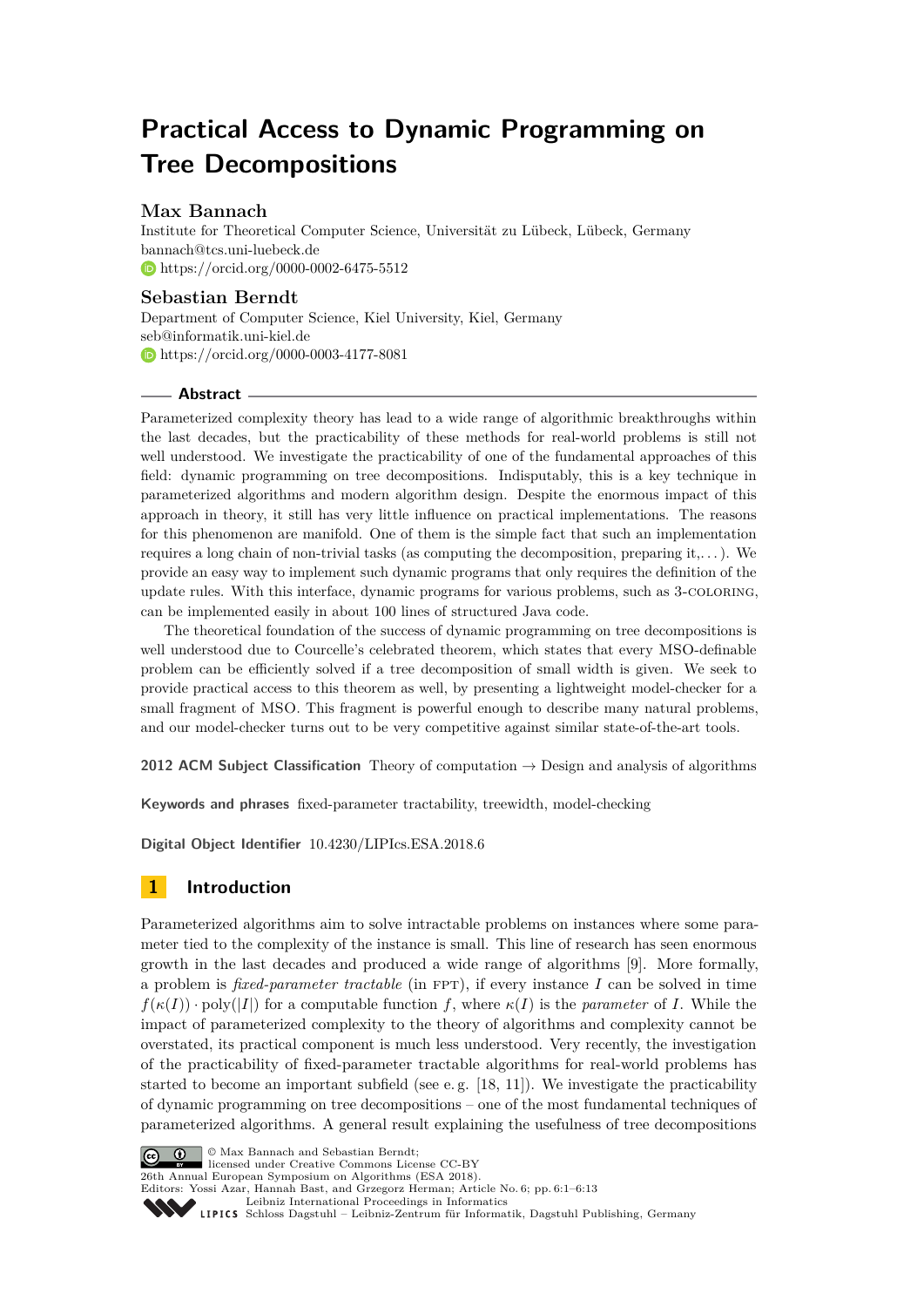# Practical Access to Dynamic Programming on Tree Decompositions

## Max Bannach

Institute for Theoretical Computer Science, Universität zu Lübeck, Lübeck, Germany
bannach@tcs.uni-luebeck.de
https://orcid.org/0000-0002-6475-5512

## Sebastian Berndt

Department of Computer Science, Kiel University, Kiel, Germany
seb@informatik.uni-kiel.de
https://orcid.org/0000-0003-4177-8081

## Abstract

Parameterized complexity theory has lead to a wide range of algorithmic breakthroughs within the last decades, but the practicability of these methods for real-world problems is still not well understood. We investigate the practicability of one of the fundamental approaches of this field: dynamic programming on tree decompositions. Indisputably, this is a key technique in parameterized algorithms and modern algorithm design. Despite the enormous impact of this approach in theory, it still has very little influence on practical implementations. The reasons for this phenomenon are manifold. One of them is the simple fact that such an implementation requires a long chain of non-trivial tasks (as computing the decomposition, preparing it,…). We provide an easy way to implement such dynamic programs that only requires the definition of the update rules. With this interface, dynamic programs for various problems, such as 3-coloring, can be implemented easily in about 100 lines of structured Java code.

The theoretical foundation of the success of dynamic programming on tree decompositions is well understood due to Courcelle's celebrated theorem, which states that every MSO-definable problem can be efficiently solved if a tree decomposition of small width is given. We seek to provide practical access to this theorem as well, by presenting a lightweight model-checker for a small fragment of MSO. This fragment is powerful enough to describe many natural problems, and our model-checker turns out to be very competitive against similar state-of-the-art tools.

**2012 ACM Subject Classification** Theory of computation → Design and analysis of algorithms

**Keywords and phrases** fixed-parameter tractability, treewidth, model-checking

**Digital Object Identifier** 10.4230/LIPIcs.ESA.2018.6

## 1 Introduction

Parameterized algorithms aim to solve intractable problems on instances where some parameter tied to the complexity of the instance is small. This line of research has seen enormous growth in the last decades and produced a wide range of algorithms [9]. More formally, a problem is *fixed-parameter tractable* (in FPT), if every instance $I$ can be solved in time $f(\kappa(I)) \cdot \mathrm{poly}(|I|)$ for a computable function $f$, where $\kappa(I)$ is the *parameter* of $I$. While the impact of parameterized complexity to the theory of algorithms and complexity cannot be overstated, its practical component is much less understood. Very recently, the investigation of the practicability of fixed-parameter tractable algorithms for real-world problems has started to become an important subfield (see e. g. [18, 11]). We investigate the practicability of dynamic programming on tree decompositions – one of the most fundamental techniques of parameterized algorithms. A general result explaining the usefulness of tree decompositions

© Max Bannach and Sebastian Berndt;
licensed under Creative Commons License CC-BY
26th Annual European Symposium on Algorithms (ESA 2018).
Editors: Yossi Azar, Hannah Bast, and Grzegorz Herman; Article No. 6; pp. 6:1–6:13
Leibniz International Proceedings in Informatics
Schloss Dagstuhl – Leibniz-Zentrum für Informatik, Dagstuhl Publishing, Germany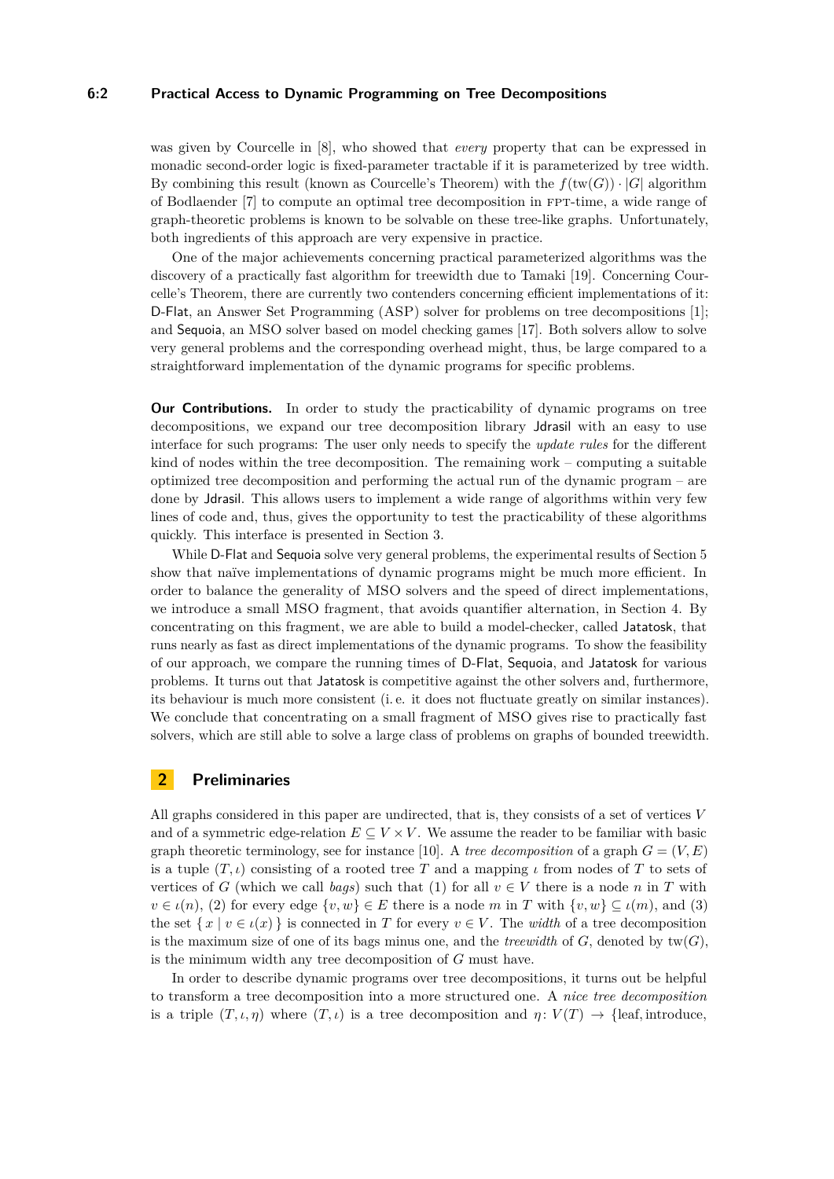was given by Courcelle in [8], who showed that *every* property that can be expressed in monadic second-order logic is fixed-parameter tractable if it is parameterized by tree width. By combining this result (known as Courcelle's Theorem) with the $f(\mathrm{tw}(G)) \cdot |G|$ algorithm of Bodlaender [7] to compute an optimal tree decomposition in FPT-time, a wide range of graph-theoretic problems is known to be solvable on these tree-like graphs. Unfortunately, both ingredients of this approach are very expensive in practice.

One of the major achievements concerning practical parameterized algorithms was the discovery of a practically fast algorithm for treewidth due to Tamaki [19]. Concerning Courcelle's Theorem, there are currently two contenders concerning efficient implementations of it: D-Flat, an Answer Set Programming (ASP) solver for problems on tree decompositions [1]; and Sequoia, an MSO solver based on model checking games [17]. Both solvers allow to solve very general problems and the corresponding overhead might, thus, be large compared to a straightforward implementation of the dynamic programs for specific problems.

**Our Contributions.** In order to study the practicability of dynamic programs on tree decompositions, we expand our tree decomposition library Jdrasil with an easy to use interface for such programs: The user only needs to specify the *update rules* for the different kind of nodes within the tree decomposition. The remaining work – computing a suitable optimized tree decomposition and performing the actual run of the dynamic program – are done by Jdrasil. This allows users to implement a wide range of algorithms within very few lines of code and, thus, gives the opportunity to test the practicability of these algorithms quickly. This interface is presented in Section 3.

While D-Flat and Sequoia solve very general problems, the experimental results of Section 5 show that naïve implementations of dynamic programs might be much more efficient. In order to balance the generality of MSO solvers and the speed of direct implementations, we introduce a small MSO fragment, that avoids quantifier alternation, in Section 4. By concentrating on this fragment, we are able to build a model-checker, called Jatatosk, that runs nearly as fast as direct implementations of the dynamic programs. To show the feasibility of our approach, we compare the running times of D-Flat, Sequoia, and Jatatosk for various problems. It turns out that Jatatosk is competitive against the other solvers and, furthermore, its behaviour is much more consistent (i. e. it does not fluctuate greatly on similar instances). We conclude that concentrating on a small fragment of MSO gives rise to practically fast solvers, which are still able to solve a large class of problems on graphs of bounded treewidth.

## 2 Preliminaries

All graphs considered in this paper are undirected, that is, they consists of a set of vertices $V$ and of a symmetric edge-relation $E \subseteq V \times V$. We assume the reader to be familiar with basic graph theoretic terminology, see for instance [10]. A *tree decomposition* of a graph $G = (V, E)$ is a tuple $(T, \iota)$ consisting of a rooted tree $T$ and a mapping $\iota$ from nodes of $T$ to sets of vertices of $G$ (which we call *bags*) such that (1) for all $v \in V$ there is a node $n$ in $T$ with $v \in \iota(n)$, (2) for every edge $\{v, w\} \in E$ there is a node $m$ in $T$ with $\{v, w\} \subseteq \iota(m)$, and (3) the set $\{\, x \mid v \in \iota(x) \,\}$ is connected in $T$ for every $v \in V$. The *width* of a tree decomposition is the maximum size of one of its bags minus one, and the *treewidth* of $G$, denoted by $\mathrm{tw}(G)$, is the minimum width any tree decomposition of $G$ must have.

In order to describe dynamic programs over tree decompositions, it turns out be helpful to transform a tree decomposition into a more structured one. A *nice tree decomposition* is a triple $(T, \iota, \eta)$ where $(T, \iota)$ is a tree decomposition and $\eta\colon V(T) \to \{\text{leaf}, \text{introduce},$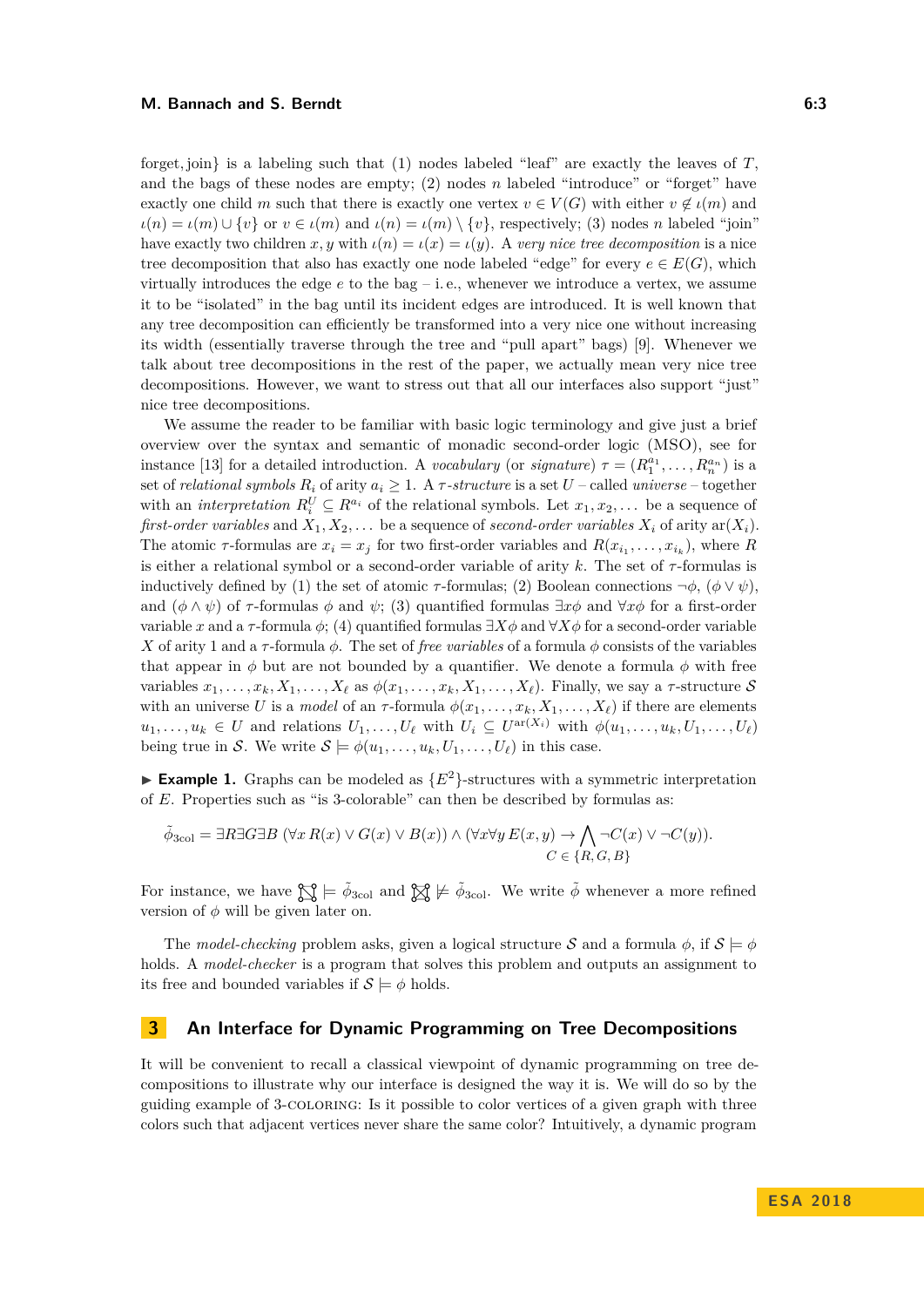forget, join} is a labeling such that (1) nodes labeled "leaf" are exactly the leaves of $T$, and the bags of these nodes are empty; (2) nodes $n$ labeled "introduce" or "forget" have exactly one child $m$ such that there is exactly one vertex $v \in V(G)$ with either $v \notin \iota(m)$ and $\iota(n) = \iota(m) \cup \{v\}$ or $v \in \iota(m)$ and $\iota(n) = \iota(m) \setminus \{v\}$, respectively; (3) nodes $n$ labeled "join" have exactly two children $x, y$ with $\iota(n) = \iota(x) = \iota(y)$. A *very nice tree decomposition* is a nice tree decomposition that also has exactly one node labeled "edge" for every $e \in E(G)$, which virtually introduces the edge $e$ to the bag – i.e., whenever we introduce a vertex, we assume it to be "isolated" in the bag until its incident edges are introduced. It is well known that any tree decomposition can efficiently be transformed into a very nice one without increasing its width (essentially traverse through the tree and "pull apart" bags) [9]. Whenever we talk about tree decompositions in the rest of the paper, we actually mean very nice tree decompositions. However, we want to stress out that all our interfaces also support "just" nice tree decompositions.

We assume the reader to be familiar with basic logic terminology and give just a brief overview over the syntax and semantic of monadic second-order logic (MSO), see for instance [13] for a detailed introduction. A *vocabulary* (or *signature*) $\tau = (R_1^{a_1}, \dots, R_n^{a_n})$ is a set of *relational symbols* $R_i$ of arity $a_i \geq 1$. A $\tau$*-structure* is a set $U$ – called *universe* – together with an *interpretation* $R_i^U \subseteq R^{a_i}$ of the relational symbols. Let $x_1, x_2, \dots$ be a sequence of *first-order variables* and $X_1, X_2, \dots$ be a sequence of *second-order variables* $X_i$ of arity $\mathrm{ar}(X_i)$. The atomic $\tau$-formulas are $x_i = x_j$ for two first-order variables and $R(x_{i_1}, \dots, x_{i_k})$, where $R$ is either a relational symbol or a second-order variable of arity $k$. The set of $\tau$-formulas is inductively defined by (1) the set of atomic $\tau$-formulas; (2) Boolean connections $\neg\phi$, $(\phi \vee \psi)$, and $(\phi \wedge \psi)$ of $\tau$-formulas $\phi$ and $\psi$; (3) quantified formulas $\exists x\phi$ and $\forall x\phi$ for a first-order variable $x$ and a $\tau$-formula $\phi$; (4) quantified formulas $\exists X\phi$ and $\forall X\phi$ for a second-order variable $X$ of arity 1 and a $\tau$-formula $\phi$. The set of *free variables* of a formula $\phi$ consists of the variables that appear in $\phi$ but are not bounded by a quantifier. We denote a formula $\phi$ with free variables $x_1, \dots, x_k, X_1, \dots, X_\ell$ as $\phi(x_1, \dots, x_k, X_1, \dots, X_\ell)$. Finally, we say a $\tau$-structure $\mathcal{S}$ with an universe $U$ is a *model* of an $\tau$-formula $\phi(x_1, \dots, x_k, X_1, \dots, X_\ell)$ if there are elements $u_1, \dots, u_k \in U$ and relations $U_1, \dots, U_\ell$ with $U_i \subseteq U^{\mathrm{ar}(X_i)}$ with $\phi(u_1, \dots, u_k, U_1, \dots, U_\ell)$ being true in $\mathcal{S}$. We write $\mathcal{S} \models \phi(u_1, \dots, u_k, U_1, \dots, U_\ell)$ in this case.

► **Example 1.** Graphs can be modeled as $\{E^2\}$-structures with a symmetric interpretation of $E$. Properties such as "is 3-colorable" can then be described by formulas as:

$$\tilde{\phi}_{3\mathrm{col}} = \exists R \exists G \exists B\, (\forall x\, R(x) \vee G(x) \vee B(x)) \wedge (\forall x \forall y\, E(x,y) \rightarrow \bigwedge_{C \,\in\, \{R,G,B\}} \neg C(x) \vee \neg C(y)).$$

For instance, we have [graph] $\models \tilde{\phi}_{3\mathrm{col}}$ and [graph] $\not\models \tilde{\phi}_{3\mathrm{col}}$. We write $\tilde{\phi}$ whenever a more refined version of $\phi$ will be given later on.

The *model-checking* problem asks, given a logical structure $\mathcal{S}$ and a formula $\phi$, if $\mathcal{S} \models \phi$ holds. A *model-checker* is a program that solves this problem and outputs an assignment to its free and bounded variables if $\mathcal{S} \models \phi$ holds.

## 3 An Interface for Dynamic Programming on Tree Decompositions

It will be convenient to recall a classical viewpoint of dynamic programming on tree decompositions to illustrate why our interface is designed the way it is. We will do so by the guiding example of 3-COLORING: Is it possible to color vertices of a given graph with three colors such that adjacent vertices never share the same color? Intuitively, a dynamic program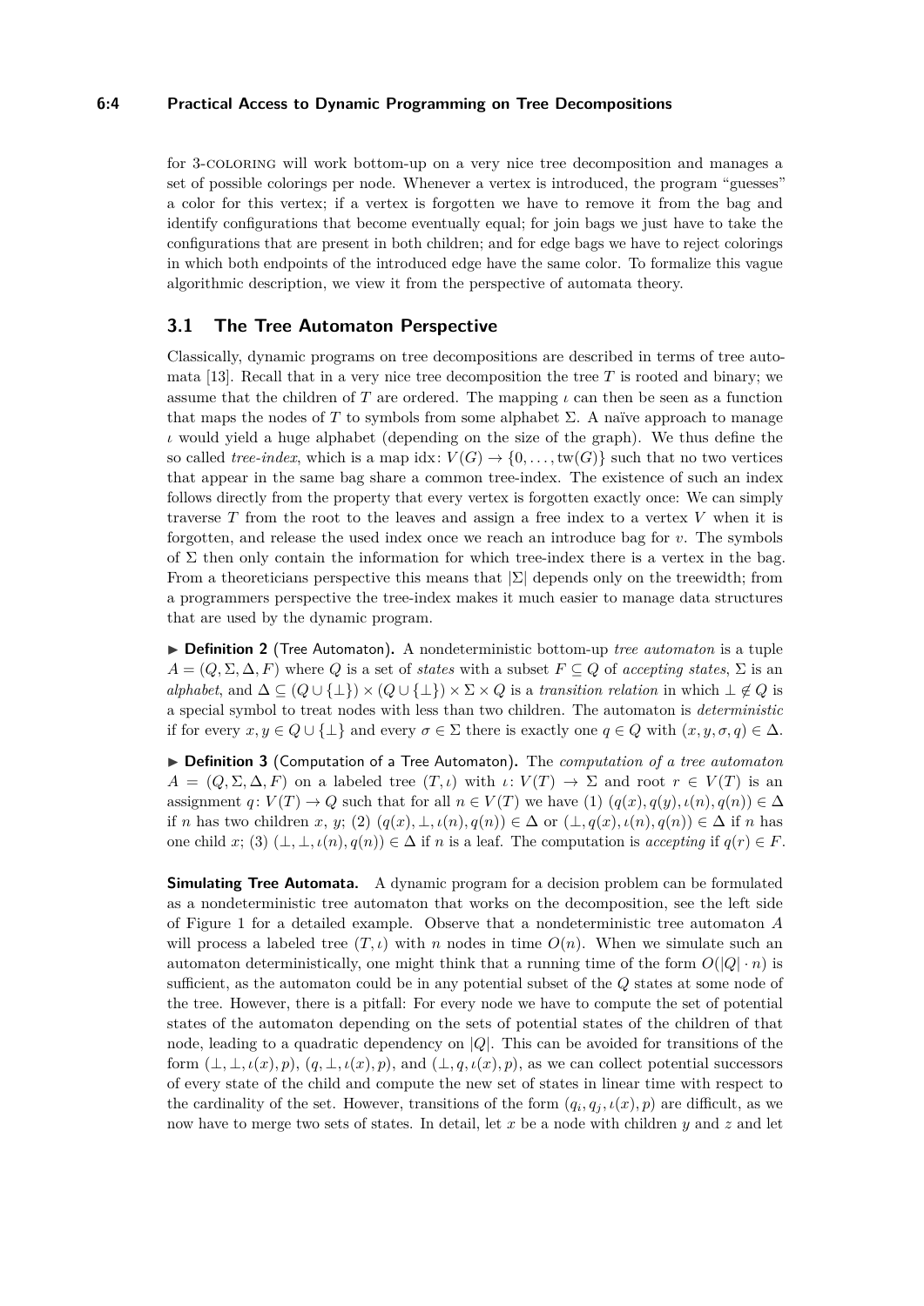for 3-COLORING will work bottom-up on a very nice tree decomposition and manages a set of possible colorings per node. Whenever a vertex is introduced, the program "guesses" a color for this vertex; if a vertex is forgotten we have to remove it from the bag and identify configurations that become eventually equal; for join bags we just have to take the configurations that are present in both children; and for edge bags we have to reject colorings in which both endpoints of the introduced edge have the same color. To formalize this vague algorithmic description, we view it from the perspective of automata theory.

## 3.1 The Tree Automaton Perspective

Classically, dynamic programs on tree decompositions are described in terms of tree automata [13]. Recall that in a very nice tree decomposition the tree $T$ is rooted and binary; we assume that the children of $T$ are ordered. The mapping $\iota$ can then be seen as a function that maps the nodes of $T$ to symbols from some alphabet $\Sigma$. A naïve approach to manage $\iota$ would yield a huge alphabet (depending on the size of the graph). We thus define the so called *tree-index*, which is a map $\mathrm{idx}\colon V(G) \to \{0, \dots, \mathrm{tw}(G)\}$ such that no two vertices that appear in the same bag share a common tree-index. The existence of such an index follows directly from the property that every vertex is forgotten exactly once: We can simply traverse $T$ from the root to the leaves and assign a free index to a vertex $V$ when it is forgotten, and release the used index once we reach an introduce bag for $v$. The symbols of $\Sigma$ then only contain the information for which tree-index there is a vertex in the bag. From a theoreticians perspective this means that $|\Sigma|$ depends only on the treewidth; from a programmers perspective the tree-index makes it much easier to manage data structures that are used by the dynamic program.

▶ **Definition 2** (Tree Automaton)**.** A nondeterministic bottom-up *tree automaton* is a tuple $A = (Q, \Sigma, \Delta, F)$ where $Q$ is a set of *states* with a subset $F \subseteq Q$ of *accepting states*, $\Sigma$ is an *alphabet*, and $\Delta \subseteq (Q \cup \{\bot\}) \times (Q \cup \{\bot\}) \times \Sigma \times Q$ is a *transition relation* in which $\bot \notin Q$ is a special symbol to treat nodes with less than two children. The automaton is *deterministic* if for every $x, y \in Q \cup \{\bot\}$ and every $\sigma \in \Sigma$ there is exactly one $q \in Q$ with $(x, y, \sigma, q) \in \Delta$.

▶ **Definition 3** (Computation of a Tree Automaton)**.** The *computation of a tree automaton* $A = (Q, \Sigma, \Delta, F)$ on a labeled tree $(T, \iota)$ with $\iota\colon V(T) \to \Sigma$ and root $r \in V(T)$ is an assignment $q\colon V(T) \to Q$ such that for all $n \in V(T)$ we have (1) $(q(x), q(y), \iota(n), q(n)) \in \Delta$ if $n$ has two children $x$, $y$; (2) $(q(x), \bot, \iota(n), q(n)) \in \Delta$ or $(\bot, q(x), \iota(n), q(n)) \in \Delta$ if $n$ has one child $x$; (3) $(\bot, \bot, \iota(n), q(n)) \in \Delta$ if $n$ is a leaf. The computation is *accepting* if $q(r) \in F$.

**Simulating Tree Automata.** A dynamic program for a decision problem can be formulated as a nondeterministic tree automaton that works on the decomposition, see the left side of Figure 1 for a detailed example. Observe that a nondeterministic tree automaton $A$ will process a labeled tree $(T, \iota)$ with $n$ nodes in time $O(n)$. When we simulate such an automaton deterministically, one might think that a running time of the form $O(|Q| \cdot n)$ is sufficient, as the automaton could be in any potential subset of the $Q$ states at some node of the tree. However, there is a pitfall: For every node we have to compute the set of potential states of the automaton depending on the sets of potential states of the children of that node, leading to a quadratic dependency on $|Q|$. This can be avoided for transitions of the form $(\bot, \bot, \iota(x), p)$, $(q, \bot, \iota(x), p)$, and $(\bot, q, \iota(x), p)$, as we can collect potential successors of every state of the child and compute the new set of states in linear time with respect to the cardinality of the set. However, transitions of the form $(q_i, q_j, \iota(x), p)$ are difficult, as we now have to merge two sets of states. In detail, let $x$ be a node with children $y$ and $z$ and let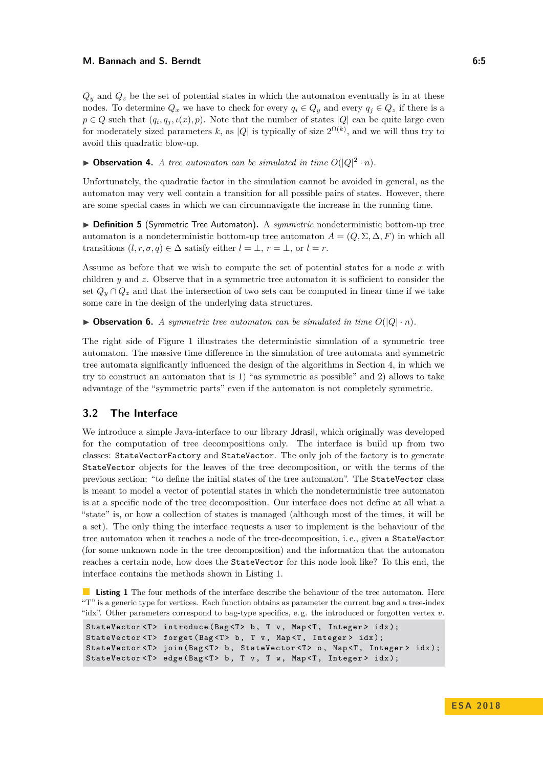$Q_y$ and $Q_z$ be the set of potential states in which the automaton eventually is in at these nodes. To determine $Q_x$ we have to check for every $q_i \in Q_y$ and every $q_j \in Q_z$ if there is a $p \in Q$ such that $(q_i, q_j, \iota(x), p)$. Note that the number of states $|Q|$ can be quite large even for moderately sized parameters $k$, as $|Q|$ is typically of size $2^{\Omega(k)}$, and we will thus try to avoid this quadratic blow-up.

▶ **Observation 4.** *A tree automaton can be simulated in time $O(|Q|^2 \cdot n)$.*

Unfortunately, the quadratic factor in the simulation cannot be avoided in general, as the automaton may very well contain a transition for all possible pairs of states. However, there are some special cases in which we can circumnavigate the increase in the running time.

▶ **Definition 5** (Symmetric Tree Automaton)**.** A *symmetric* nondeterministic bottom-up tree automaton is a nondeterministic bottom-up tree automaton $A = (Q, \Sigma, \Delta, F)$ in which all transitions $(l, r, \sigma, q) \in \Delta$ satisfy either $l = \bot$, $r = \bot$, or $l = r$.

Assume as before that we wish to compute the set of potential states for a node $x$ with children $y$ and $z$. Observe that in a symmetric tree automaton it is sufficient to consider the set $Q_y \cap Q_z$ and that the intersection of two sets can be computed in linear time if we take some care in the design of the underlying data structures.

▶ **Observation 6.** *A symmetric tree automaton can be simulated in time $O(|Q| \cdot n)$.*

The right side of Figure 1 illustrates the deterministic simulation of a symmetric tree automaton. The massive time difference in the simulation of tree automata and symmetric tree automata significantly influenced the design of the algorithms in Section 4, in which we try to construct an automaton that is 1) "as symmetric as possible" and 2) allows to take advantage of the "symmetric parts" even if the automaton is not completely symmetric.

## 3.2 The Interface

We introduce a simple Java-interface to our library Jdrasil, which originally was developed for the computation of tree decompositions only. The interface is build up from two classes: `StateVectorFactory` and `StateVector`. The only job of the factory is to generate `StateVector` objects for the leaves of the tree decomposition, or with the terms of the previous section: "to define the initial states of the tree automaton". The `StateVector` class is meant to model a vector of potential states in which the nondeterministic tree automaton is at a specific node of the tree decomposition. Our interface does not define at all what a "state" is, or how a collection of states is managed (although most of the times, it will be a set). The only thing the interface requests a user to implement is the behaviour of the tree automaton when it reaches a node of the tree-decomposition, i. e., given a `StateVector` (for some unknown node in the tree decomposition) and the information that the automaton reaches a certain node, how does the `StateVector` for this node look like? To this end, the interface contains the methods shown in Listing 1.

**Listing 1** The four methods of the interface describe the behaviour of the tree automaton. Here "T" is a generic type for vertices. Each function obtains as parameter the current bag and a tree-index "idx". Other parameters correspond to bag-type specifics, e. g. the introduced or forgotten vertex $v$.

```
StateVector<T> introduce(Bag<T> b, T v, Map<T, Integer> idx);
StateVector<T> forget(Bag<T> b, T v, Map<T, Integer> idx);
StateVector<T> join(Bag<T> b, StateVector<T> o, Map<T, Integer> idx);
StateVector<T> edge(Bag<T> b, T v, T w, Map<T, Integer> idx);
```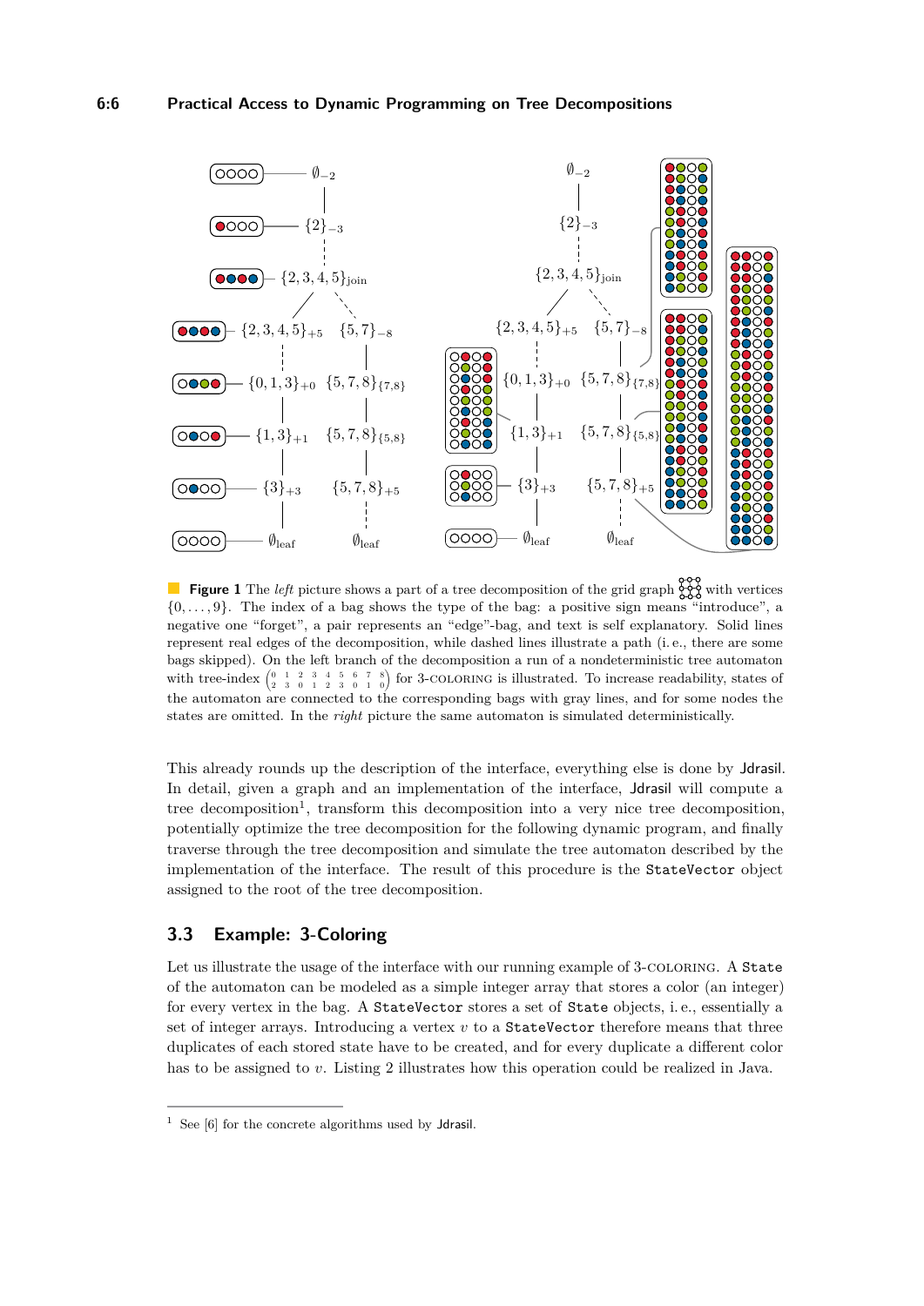$\emptyset_{-2}$

$\{2\}_{-3}$

$\{2,3,4,5\}_{\text{join}}$

$\{2,3,4,5\}_{+5}$ $\{5,7\}_{-8}$

$\{0,1,3\}_{+0}$ $\{5,7,8\}_{\{7,8\}}$

$\{1,3\}_{+1}$ $\{5,7,8\}_{\{5,8\}}$

$\{3\}_{+3}$ $\{5,7,8\}_{+5}$

$\emptyset_{\text{leaf}}$ $\emptyset_{\text{leaf}}$

**Figure 1** The *left* picture shows a part of a tree decomposition of the grid graph with vertices $\{0,\dots,9\}$. The index of a bag shows the type of the bag: a positive sign means "introduce", a negative one "forget", a pair represents an "edge"-bag, and text is self explanatory. Solid lines represent real edges of the decomposition, while dashed lines illustrate a path (i. e., there are some bags skipped). On the left branch of the decomposition a run of a nondeterministic tree automaton with tree-index $\begin{pmatrix} 0 & 1 & 2 & 3 & 4 & 5 & 6 & 7 & 8 \\ 2 & 3 & 0 & 1 & 2 & 3 & 0 & 1 & 0 \end{pmatrix}$ for 3-COLORING is illustrated. To increase readability, states of the automaton are connected to the corresponding bags with gray lines, and for some nodes the states are omitted. In the *right* picture the same automaton is simulated deterministically.

This already rounds up the description of the interface, everything else is done by Jdrasil. In detail, given a graph and an implementation of the interface, Jdrasil will compute a tree decomposition[1], transform this decomposition into a very nice tree decomposition, potentially optimize the tree decomposition for the following dynamic program, and finally traverse through the tree decomposition and simulate the tree automaton described by the implementation of the interface. The result of this procedure is the `StateVector` object assigned to the root of the tree decomposition.

## 3.3 Example: 3-Coloring

Let us illustrate the usage of the interface with our running example of 3-COLORING. A `State` of the automaton can be modeled as a simple integer array that stores a color (an integer) for every vertex in the bag. A `StateVector` stores a set of `State` objects, i. e., essentially a set of integer arrays. Introducing a vertex $v$ to a `StateVector` therefore means that three duplicates of each stored state have to be created, and for every duplicate a different color has to be assigned to $v$. Listing 2 illustrates how this operation could be realized in Java.

[1] See [6] for the concrete algorithms used by Jdrasil.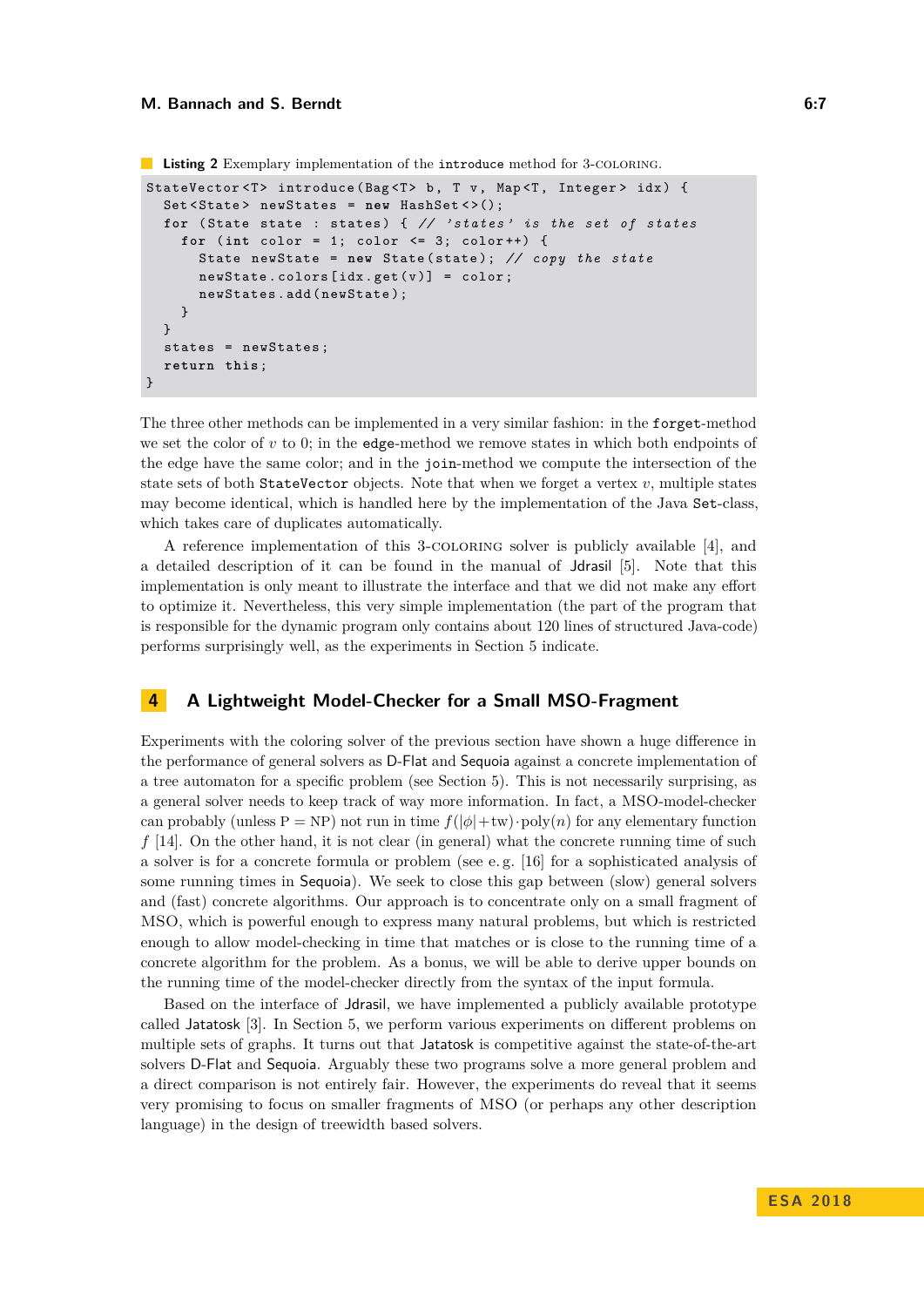**Listing 2** Exemplary implementation of the `introduce` method for 3-COLORING.

```
StateVector<T> introduce(Bag<T> b, T v, Map<T, Integer> idx) {
  Set<State> newStates = new HashSet<>();
  for (State state : states) { // 'states' is the set of states
    for (int color = 1; color <= 3; color++) {
      State newState = new State(state); // copy the state
      newState.colors[idx.get(v)] = color;
      newStates.add(newState);
    }
  }
  states = newStates;
  return this;
}
```

The three other methods can be implemented in a very similar fashion: in the `forget`-method we set the color of $v$ to 0; in the `edge`-method we remove states in which both endpoints of the edge have the same color; and in the `join`-method we compute the intersection of the state sets of both `StateVector` objects. Note that when we forget a vertex $v$, multiple states may become identical, which is handled here by the implementation of the Java `Set`-class, which takes care of duplicates automatically.

A reference implementation of this 3-COLORING solver is publicly available [4], and a detailed description of it can be found in the manual of Jdrasil [5]. Note that this implementation is only meant to illustrate the interface and that we did not make any effort to optimize it. Nevertheless, this very simple implementation (the part of the program that is responsible for the dynamic program only contains about 120 lines of structured Java-code) performs surprisingly well, as the experiments in Section 5 indicate.

## 4 A Lightweight Model-Checker for a Small MSO-Fragment

Experiments with the coloring solver of the previous section have shown a huge difference in the performance of general solvers as D-Flat and Sequoia against a concrete implementation of a tree automaton for a specific problem (see Section 5). This is not necessarily surprising, as a general solver needs to keep track of way more information. In fact, a MSO-model-checker can probably (unless P = NP) not run in time $f(|\phi|+\mathrm{tw})\cdot\mathrm{poly}(n)$ for any elementary function $f$ [14]. On the other hand, it is not clear (in general) what the concrete running time of such a solver is for a concrete formula or problem (see e. g. [16] for a sophisticated analysis of some running times in Sequoia). We seek to close this gap between (slow) general solvers and (fast) concrete algorithms. Our approach is to concentrate only on a small fragment of MSO, which is powerful enough to express many natural problems, but which is restricted enough to allow model-checking in time that matches or is close to the running time of a concrete algorithm for the problem. As a bonus, we will be able to derive upper bounds on the running time of the model-checker directly from the syntax of the input formula.

Based on the interface of Jdrasil, we have implemented a publicly available prototype called Jatatosk [3]. In Section 5, we perform various experiments on different problems on multiple sets of graphs. It turns out that Jatatosk is competitive against the state-of-the-art solvers D-Flat and Sequoia. Arguably these two programs solve a more general problem and a direct comparison is not entirely fair. However, the experiments do reveal that it seems very promising to focus on smaller fragments of MSO (or perhaps any other description language) in the design of treewidth based solvers.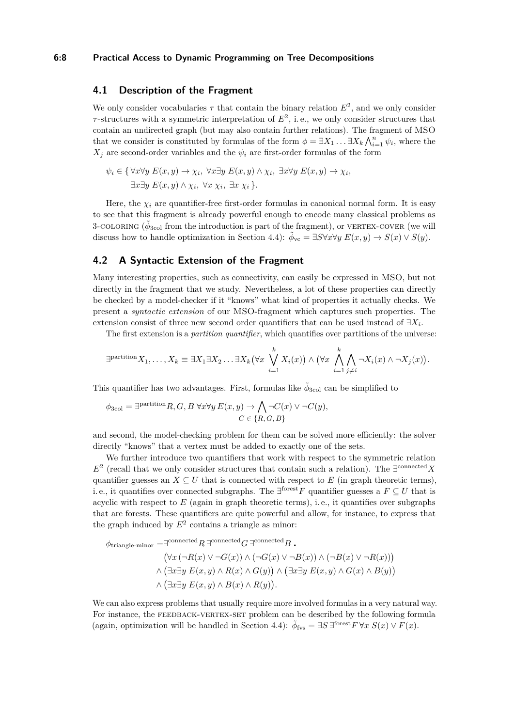## 4.1 Description of the Fragment

We only consider vocabularies $\tau$ that contain the binary relation $E^2$, and we only consider $\tau$-structures with a symmetric interpretation of $E^2$, i. e., we only consider structures that contain an undirected graph (but may also contain further relations). The fragment of MSO that we consider is constituted by formulas of the form $\phi = \exists X_1 \dots \exists X_k \bigwedge_{i=1}^{n} \psi_i$, where the $X_j$ are second-order variables and the $\psi_i$ are first-order formulas of the form

$$\psi_i \in \{\, \forall x \forall y\; E(x,y) \to \chi_i,\; \forall x \exists y\; E(x,y) \land \chi_i,\; \exists x \forall y\; E(x,y) \to \chi_i,$$
$$\exists x \exists y\; E(x,y) \land \chi_i,\; \forall x\; \chi_i,\; \exists x\; \chi_i \,\}.$$

Here, the $\chi_i$ are quantifier-free first-order formulas in canonical normal form. It is easy to see that this fragment is already powerful enough to encode many classical problems as 3-COLORING ($\tilde{\phi}_{3\text{col}}$ from the introduction is part of the fragment), or VERTEX-COVER (we will discuss how to handle optimization in Section 4.4): $\tilde{\phi}_{\text{vc}} = \exists S \forall x \forall y\; E(x,y) \to S(x) \lor S(y)$.

## 4.2 A Syntactic Extension of the Fragment

Many interesting properties, such as connectivity, can easily be expressed in MSO, but not directly in the fragment that we study. Nevertheless, a lot of these properties can directly be checked by a model-checker if it "knows" what kind of properties it actually checks. We present a *syntactic extension* of our MSO-fragment which captures such properties. The extension consist of three new second order quantifiers that can be used instead of $\exists X_i$.

The first extension is a *partition quantifier*, which quantifies over partitions of the universe:

$$\exists^{\text{partition}} X_1, \dots, X_k \equiv \exists X_1 \exists X_2 \dots \exists X_k \big(\forall x \bigvee_{i=1}^{k} X_i(x)\big) \land \big(\forall x \bigwedge_{i=1}^{k} \bigwedge_{j \neq i} \neg X_i(x) \land \neg X_j(x)\big).$$

This quantifier has two advantages. First, formulas like $\tilde{\phi}_{3\text{col}}$ can be simplified to

$$\phi_{3\text{col}} = \exists^{\text{partition}} R, G, B\; \forall x \forall y\; E(x,y) \to \bigwedge_{C \in \{R,G,B\}} \neg C(x) \lor \neg C(y),$$

and second, the model-checking problem for them can be solved more efficiently: the solver directly "knows" that a vertex must be added to exactly one of the sets.

We further introduce two quantifiers that work with respect to the symmetric relation $E^2$ (recall that we only consider structures that contain such a relation). The $\exists^{\text{connected}} X$ quantifier guesses an $X \subseteq U$ that is connected with respect to $E$ (in graph theoretic terms), i. e., it quantifies over connected subgraphs. The $\exists^{\text{forest}} F$ quantifier guesses a $F \subseteq U$ that is acyclic with respect to $E$ (again in graph theoretic terms), i. e., it quantifies over subgraphs that are forests. These quantifiers are quite powerful and allow, for instance, to express that the graph induced by $E^2$ contains a triangle as minor:

$$\begin{aligned}
\phi_{\text{triangle-minor}} = {} & \exists^{\text{connected}} R\, \exists^{\text{connected}} G\, \exists^{\text{connected}} B\,. \\
& \big(\forall x\, (\neg R(x) \lor \neg G(x)) \land (\neg G(x) \lor \neg B(x)) \land (\neg B(x) \lor \neg R(x))\big) \\
& \land \big(\exists x \exists y\; E(x,y) \land R(x) \land G(y)\big) \land \big(\exists x \exists y\; E(x,y) \land G(x) \land B(y)\big) \\
& \land \big(\exists x \exists y\; E(x,y) \land B(x) \land R(y)\big).
\end{aligned}$$

We can also express problems that usually require more involved formulas in a very natural way. For instance, the FEEDBACK-VERTEX-SET problem can be described by the following formula (again, optimization will be handled in Section 4.4): $\tilde{\phi}_{\text{fvs}} = \exists S\, \exists^{\text{forest}} F\, \forall x\; S(x) \lor F(x)$.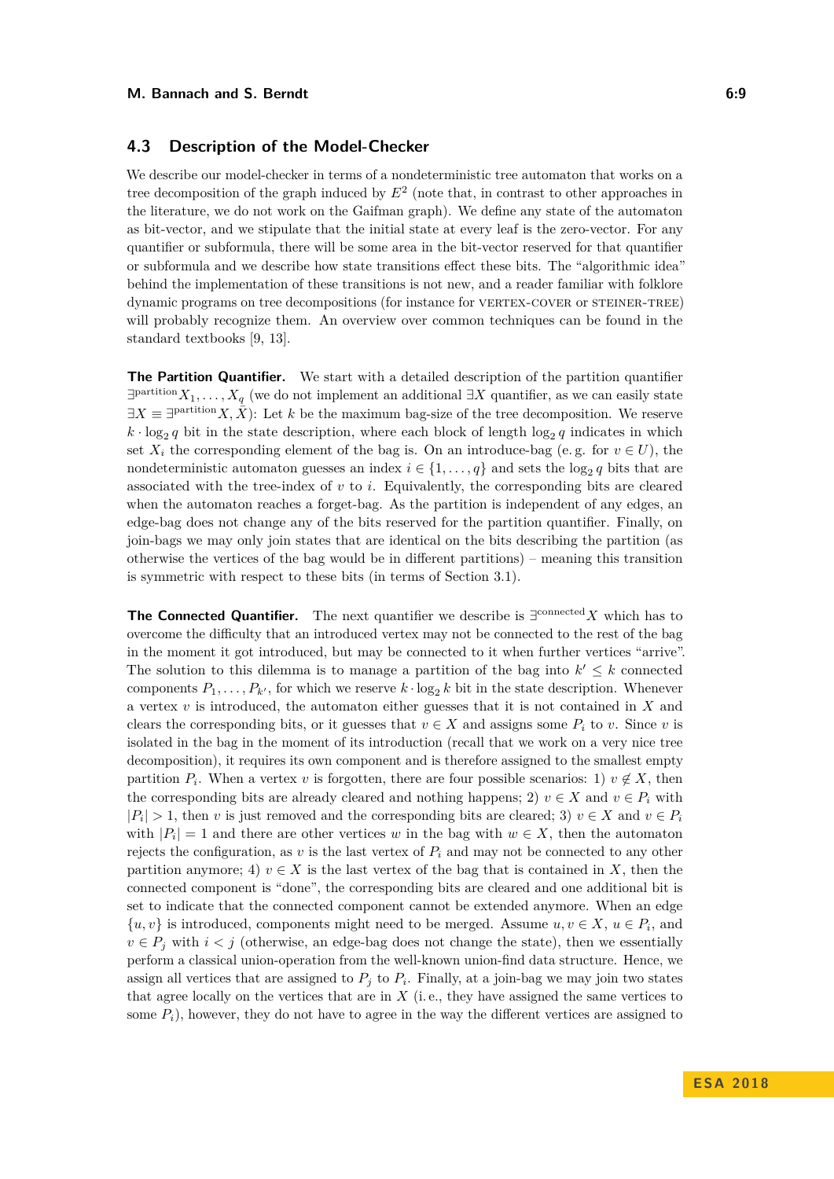## 4.3 Description of the Model-Checker

We describe our model-checker in terms of a nondeterministic tree automaton that works on a tree decomposition of the graph induced by $E^2$ (note that, in contrast to other approaches in the literature, we do not work on the Gaifman graph). We define any state of the automaton as bit-vector, and we stipulate that the initial state at every leaf is the zero-vector. For any quantifier or subformula, there will be some area in the bit-vector reserved for that quantifier or subformula and we describe how state transitions effect these bits. The "algorithmic idea" behind the implementation of these transitions is not new, and a reader familiar with folklore dynamic programs on tree decompositions (for instance for VERTEX-COVER or STEINER-TREE) will probably recognize them. An overview over common techniques can be found in the standard textbooks [9, 13].

**The Partition Quantifier.** We start with a detailed description of the partition quantifier $\exists^{\text{partition}} X_1, \dots, X_q$ (we do not implement an additional $\exists X$ quantifier, as we can easily state $\exists X \equiv \exists^{\text{partition}} X, \bar{X}$): Let $k$ be the maximum bag-size of the tree decomposition. We reserve $k \cdot \log_2 q$ bit in the state description, where each block of length $\log_2 q$ indicates in which set $X_i$ the corresponding element of the bag is. On an introduce-bag (e. g. for $v \in U$), the nondeterministic automaton guesses an index $i \in \{1, \dots, q\}$ and sets the $\log_2 q$ bits that are associated with the tree-index of $v$ to $i$. Equivalently, the corresponding bits are cleared when the automaton reaches a forget-bag. As the partition is independent of any edges, an edge-bag does not change any of the bits reserved for the partition quantifier. Finally, on join-bags we may only join states that are identical on the bits describing the partition (as otherwise the vertices of the bag would be in different partitions) – meaning this transition is symmetric with respect to these bits (in terms of Section 3.1).

**The Connected Quantifier.** The next quantifier we describe is $\exists^{\text{connected}} X$ which has to overcome the difficulty that an introduced vertex may not be connected to the rest of the bag in the moment it got introduced, but may be connected to it when further vertices "arrive". The solution to this dilemma is to manage a partition of the bag into $k' \leq k$ connected components $P_1, \dots, P_{k'}$, for which we reserve $k \cdot \log_2 k$ bit in the state description. Whenever a vertex $v$ is introduced, the automaton either guesses that it is not contained in $X$ and clears the corresponding bits, or it guesses that $v \in X$ and assigns some $P_i$ to $v$. Since $v$ is isolated in the bag in the moment of its introduction (recall that we work on a very nice tree decomposition), it requires its own component and is therefore assigned to the smallest empty partition $P_i$. When a vertex $v$ is forgotten, there are four possible scenarios: 1) $v \notin X$, then the corresponding bits are already cleared and nothing happens; 2) $v \in X$ and $v \in P_i$ with $|P_i| > 1$, then $v$ is just removed and the corresponding bits are cleared; 3) $v \in X$ and $v \in P_i$ with $|P_i| = 1$ and there are other vertices $w$ in the bag with $w \in X$, then the automaton rejects the configuration, as $v$ is the last vertex of $P_i$ and may not be connected to any other partition anymore; 4) $v \in X$ is the last vertex of the bag that is contained in $X$, then the connected component is "done", the corresponding bits are cleared and one additional bit is set to indicate that the connected component cannot be extended anymore. When an edge $\{u, v\}$ is introduced, components might need to be merged. Assume $u, v \in X$, $u \in P_i$, and $v \in P_j$ with $i < j$ (otherwise, an edge-bag does not change the state), then we essentially perform a classical union-operation from the well-known union-find data structure. Hence, we assign all vertices that are assigned to $P_j$ to $P_i$. Finally, at a join-bag we may join two states that agree locally on the vertices that are in $X$ (i. e., they have assigned the same vertices to some $P_i$), however, they do not have to agree in the way the different vertices are assigned to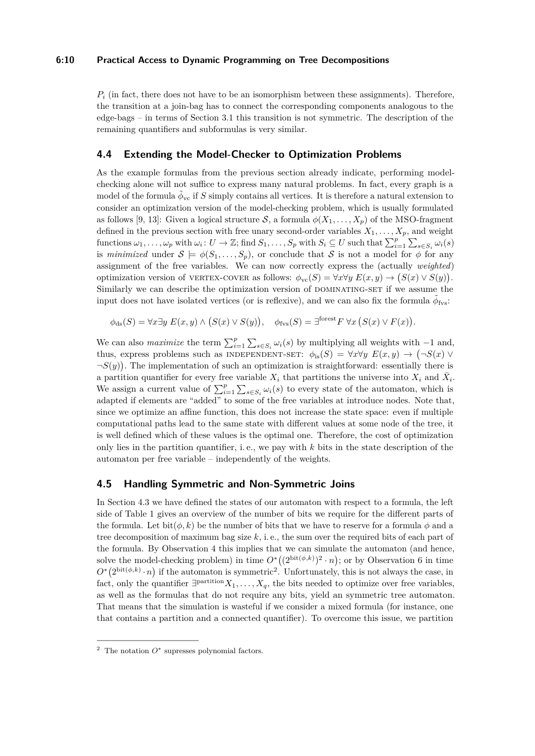$P_i$ (in fact, there does not have to be an isomorphism between these assignments). Therefore, the transition at a join-bag has to connect the corresponding components analogous to the edge-bags – in terms of Section 3.1 this transition is not symmetric. The description of the remaining quantifiers and subformulas is very similar.

## 4.4 Extending the Model-Checker to Optimization Problems

As the example formulas from the previous section already indicate, performing model-checking alone will not suffice to express many natural problems. In fact, every graph is a model of the formula $\tilde{\phi}_{\mathrm{vc}}$ if $S$ simply contains all vertices. It is therefore a natural extension to consider an optimization version of the model-checking problem, which is usually formulated as follows [9, 13]: Given a logical structure $\mathcal{S}$, a formula $\phi(X_1,\dots,X_p)$ of the MSO-fragment defined in the previous section with free unary second-order variables $X_1,\dots,X_p$, and weight functions $\omega_1,\dots,\omega_p$ with $\omega_i\colon U\to\mathbb{Z}$; find $S_1,\dots,S_p$ with $S_i\subseteq U$ such that $\sum_{i=1}^{p}\sum_{s\in S_i}\omega_i(s)$ is *minimized* under $\mathcal{S}\models\phi(S_1,\dots,S_p)$, or conclude that $\mathcal{S}$ is not a model for $\phi$ for any assignment of the free variables. We can now correctly express the (actually *weighted*) optimization version of VERTEX-COVER as follows: $\phi_{\mathrm{vc}}(S)=\forall x\forall y\; E(x,y)\to\big(S(x)\vee S(y)\big)$. Similarly we can describe the optimization version of DOMINATING-SET if we assume the input does not have isolated vertices (or is reflexive), and we can also fix the formula $\tilde{\phi}_{\mathrm{fvs}}$:

$$\phi_{\mathrm{ds}}(S)=\forall x\exists y\; E(x,y)\wedge\big(S(x)\vee S(y)\big),\quad \phi_{\mathrm{fvs}}(S)=\exists^{\mathrm{forest}}F\;\forall x\;\big(S(x)\vee F(x)\big).$$

We can also *maximize* the term $\sum_{i=1}^{p}\sum_{s\in S_i}\omega_i(s)$ by multiplying all weights with $-1$ and, thus, express problems such as INDEPENDENT-SET: $\phi_{\mathrm{is}}(S)=\forall x\forall y\; E(x,y)\to\big(\neg S(x)\vee\neg S(y)\big)$. The implementation of such an optimization is straightforward: essentially there is a partition quantifier for every free variable $X_i$ that partitions the universe into $X_i$ and $\bar{X}_i$. We assign a current value of $\sum_{i=1}^{p}\sum_{s\in S_i}\omega_i(s)$ to every state of the automaton, which is adapted if elements are "added" to some of the free variables at introduce nodes. Note that, since we optimize an affine function, this does not increase the state space: even if multiple computational paths lead to the same state with different values at some node of the tree, it is well defined which of these values is the optimal one. Therefore, the cost of optimization only lies in the partition quantifier, i. e., we pay with $k$ bits in the state description of the automaton per free variable – independently of the weights.

## 4.5 Handling Symmetric and Non-Symmetric Joins

In Section 4.3 we have defined the states of our automaton with respect to a formula, the left side of Table 1 gives an overview of the number of bits we require for the different parts of the formula. Let $\mathrm{bit}(\phi,k)$ be the number of bits that we have to reserve for a formula $\phi$ and a tree decomposition of maximum bag size $k$, i. e., the sum over the required bits of each part of the formula. By Observation 4 this implies that we can simulate the automaton (and hence, solve the model-checking problem) in time $O^*\big((2^{\mathrm{bit}(\phi,k)})^2\cdot n\big)$; or by Observation 6 in time $O^*\big(2^{\mathrm{bit}(\phi,k)}\cdot n\big)$ if the automaton is symmetric[2]. Unfortunately, this is not always the case, in fact, only the quantifier $\exists^{\mathrm{partition}}X_1,\dots,X_q$, the bits needed to optimize over free variables, as well as the formulas that do not require any bits, yield an symmetric tree automaton. That means that the simulation is wasteful if we consider a mixed formula (for instance, one that contains a partition and a connected quantifier). To overcome this issue, we partition

[2] The notation $O^*$ supresses polynomial factors.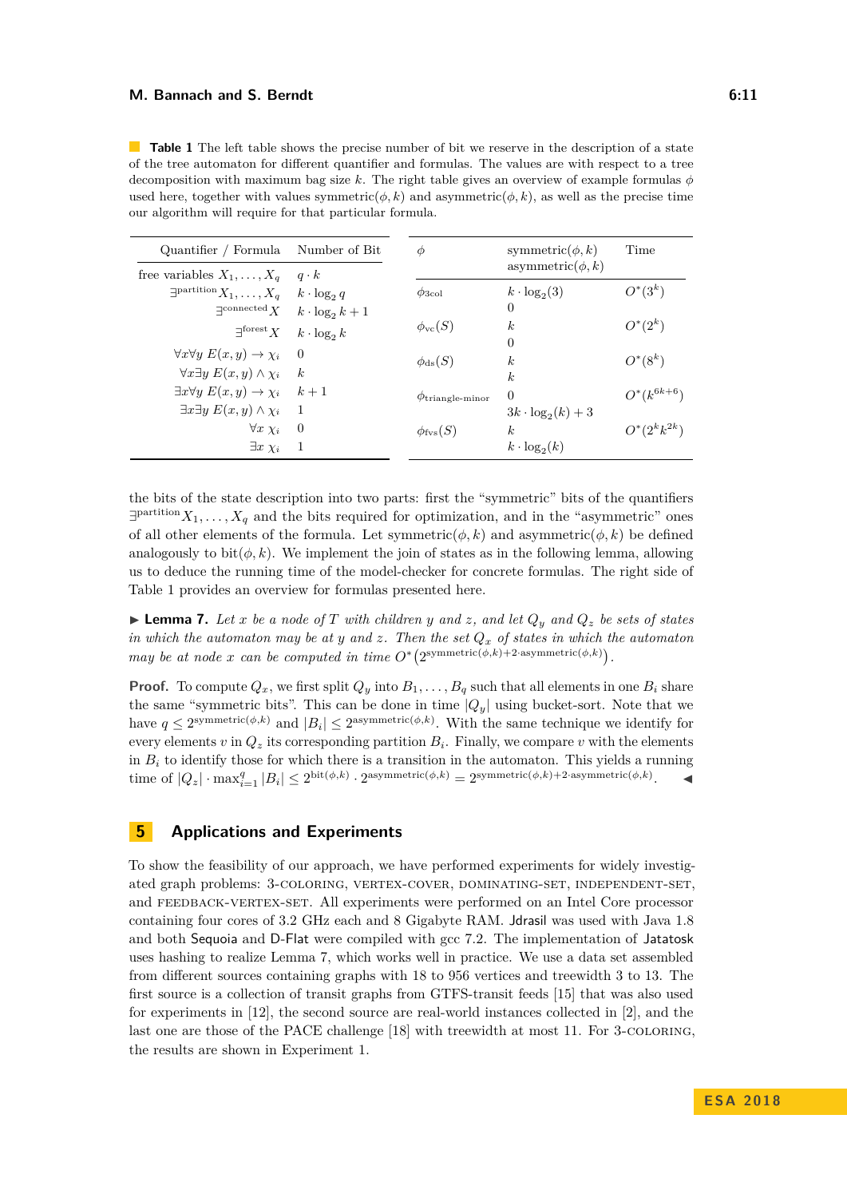**Table 1** The left table shows the precise number of bit we reserve in the description of a state of the tree automaton for different quantifier and formulas. The values are with respect to a tree decomposition with maximum bag size $k$. The right table gives an overview of example formulas $\phi$ used here, together with values symmetric$(\phi, k)$ and asymmetric$(\phi, k)$, as well as the precise time our algorithm will require for that particular formula.

| Quantifier / Formula | Number of Bit |
|---|---|
| free variables $X_1, \dots, X_q$ | $q \cdot k$ |
| $\exists^{\text{partition}} X_1, \dots, X_q$ | $k \cdot \log_2 q$ |
| $\exists^{\text{connected}} X$ | $k \cdot \log_2 k + 1$ |
| $\exists^{\text{forest}} X$ | $k \cdot \log_2 k$ |
| $\forall x \forall y\ E(x, y) \to \chi_i$ | $0$ |
| $\forall x \exists y\ E(x, y) \land \chi_i$ | $k$ |
| $\exists x \forall y\ E(x, y) \to \chi_i$ | $k + 1$ |
| $\exists x \exists y\ E(x, y) \land \chi_i$ | $1$ |
| $\forall x\ \chi_i$ | $0$ |
| $\exists x\ \chi_i$ | $1$ |

| $\phi$ | symmetric$(\phi, k)$ asymmetric$(\phi, k)$ | Time |
|---|---|---|
| $\phi_{\text{3col}}$ | $k \cdot \log_2(3)$ <br> $0$ | $O^*(3^k)$ |
| $\phi_{\text{vc}}(S)$ | $k$ <br> $0$ | $O^*(2^k)$ |
| $\phi_{\text{ds}}(S)$ | $k$ <br> $k$ | $O^*(8^k)$ |
| $\phi_{\text{triangle-minor}}$ | $0$ <br> $3k \cdot \log_2(k) + 3$ | $O^*(k^{6k+6})$ |
| $\phi_{\text{fvs}}(S)$ | $k$ <br> $k \cdot \log_2(k)$ | $O^*(2^k k^{2k})$ |

the bits of the state description into two parts: first the "symmetric" bits of the quantifiers $\exists^{\text{partition}} X_1, \dots, X_q$ and the bits required for optimization, and in the "asymmetric" ones of all other elements of the formula. Let symmetric$(\phi, k)$ and asymmetric$(\phi, k)$ be defined analogously to bit$(\phi, k)$. We implement the join of states as in the following lemma, allowing us to deduce the running time of the model-checker for concrete formulas. The right side of Table 1 provides an overview for formulas presented here.

▶ **Lemma 7.** *Let $x$ be a node of $T$ with children $y$ and $z$, and let $Q_y$ and $Q_z$ be sets of states in which the automaton may be at $y$ and $z$. Then the set $Q_x$ of states in which the automaton may be at node $x$ can be computed in time $O^*\big(2^{\text{symmetric}(\phi,k)+2\cdot\text{asymmetric}(\phi,k)}\big)$.*

**Proof.** To compute $Q_x$, we first split $Q_y$ into $B_1, \dots, B_q$ such that all elements in one $B_i$ share the same "symmetric bits". This can be done in time $|Q_y|$ using bucket-sort. Note that we have $q \leq 2^{\text{symmetric}(\phi,k)}$ and $|B_i| \leq 2^{\text{asymmetric}(\phi,k)}$. With the same technique we identify for every elements $v$ in $Q_z$ its corresponding partition $B_i$. Finally, we compare $v$ with the elements in $B_i$ to identify those for which there is a transition in the automaton. This yields a running time of $|Q_z| \cdot \max_{i=1}^{q} |B_i| \leq 2^{\text{bit}(\phi,k)} \cdot 2^{\text{asymmetric}(\phi,k)} = 2^{\text{symmetric}(\phi,k)+2\cdot\text{asymmetric}(\phi,k)}$. ◀

## 5 Applications and Experiments

To show the feasibility of our approach, we have performed experiments for widely investigated graph problems: 3-COLORING, VERTEX-COVER, DOMINATING-SET, INDEPENDENT-SET, and FEEDBACK-VERTEX-SET. All experiments were performed on an Intel Core processor containing four cores of 3.2 GHz each and 8 Gigabyte RAM. Jdrasil was used with Java 1.8 and both Sequoia and D-Flat were compiled with gcc 7.2. The implementation of Jatatosk uses hashing to realize Lemma 7, which works well in practice. We use a data set assembled from different sources containing graphs with 18 to 956 vertices and treewidth 3 to 13. The first source is a collection of transit graphs from GTFS-transit feeds [15] that was also used for experiments in [12], the second source are real-world instances collected in [2], and the last one are those of the PACE challenge [18] with treewidth at most 11. For 3-COLORING, the results are shown in Experiment 1.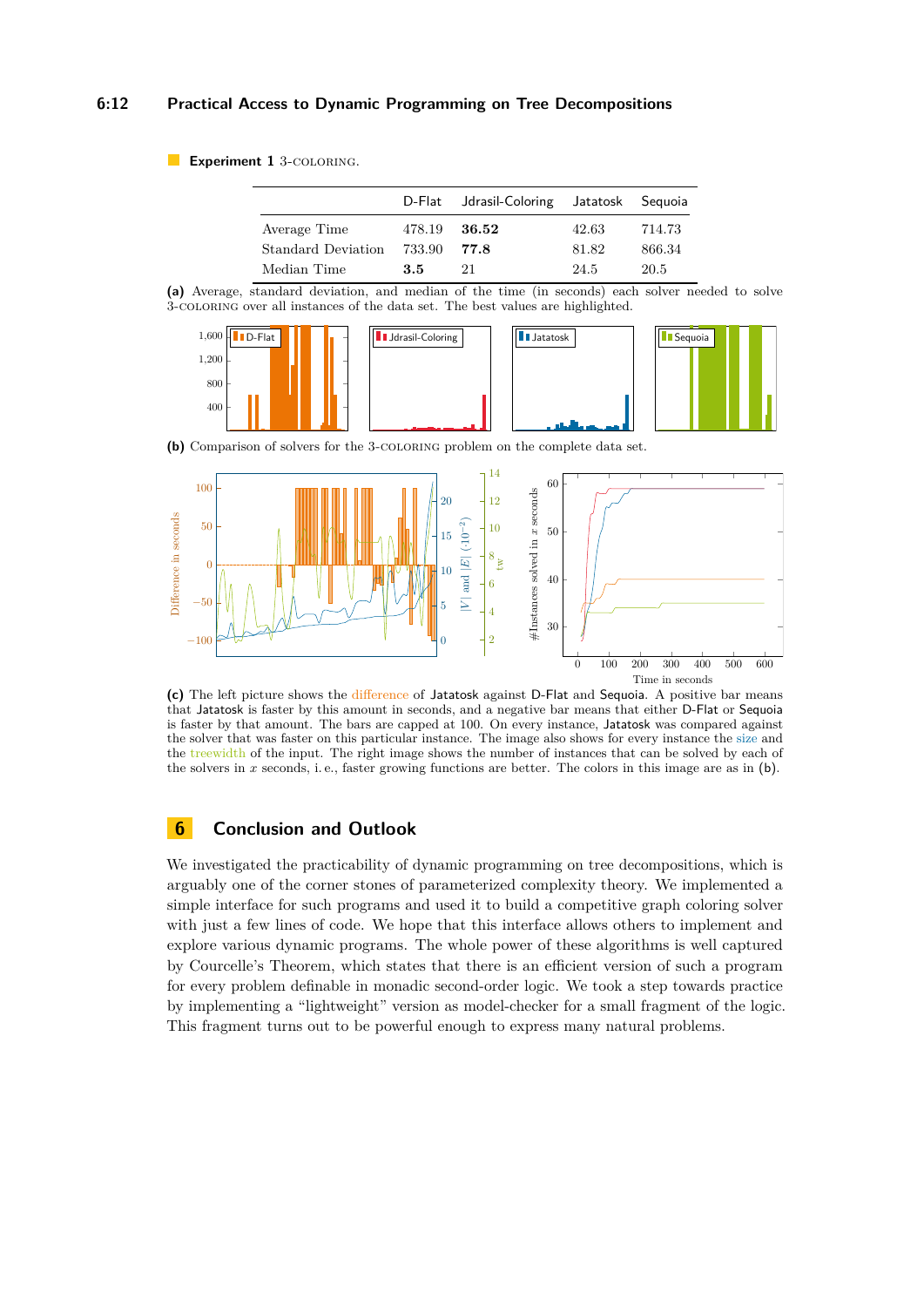**Experiment 1** 3-COLORING.

| | D-Flat | Jdrasil-Coloring | Jatatosk | Sequoia |
|---|---|---|---|---|
| Average Time | 478.19 | **36.52** | 42.63 | 714.73 |
| Standard Deviation | 733.90 | **77.8** | 81.82 | 866.34 |
| Median Time | **3.5** | 21 | 24.5 | 20.5 |

**(a)** Average, standard deviation, and median of the time (in seconds) each solver needed to solve 3-COLORING over all instances of the data set. The best values are highlighted.

D-Flat
Jdrasil-Coloring
Jatatosk
Sequoia
1,600
1,200
800
400

**(b)** Comparison of solvers for the 3-COLORING problem on the complete data set.

Difference in seconds
100
50
0
−50
−100
$|V|$ and $|E|$ $(\cdot 10^{-2})$
20
15
10
5
0
tw
14
12
10
8
6
4
2
#Instances solved in $x$ seconds
60
50
40
30
0 100 200 300 400 500 600
Time in seconds

**(c)** The left picture shows the difference of Jatatosk against D-Flat and Sequoia. A positive bar means that Jatatosk is faster by this amount in seconds, and a negative bar means that either D-Flat or Sequoia is faster by that amount. The bars are capped at 100. On every instance, Jatatosk was compared against the solver that was faster on this particular instance. The image also shows for every instance the size and the treewidth of the input. The right image shows the number of instances that can be solved by each of the solvers in $x$ seconds, i. e., faster growing functions are better. The colors in this image are as in (b).

## 6 Conclusion and Outlook

We investigated the practicability of dynamic programming on tree decompositions, which is arguably one of the corner stones of parameterized complexity theory. We implemented a simple interface for such programs and used it to build a competitive graph coloring solver with just a few lines of code. We hope that this interface allows others to implement and explore various dynamic programs. The whole power of these algorithms is well captured by Courcelle's Theorem, which states that there is an efficient version of such a program for every problem definable in monadic second-order logic. We took a step towards practice by implementing a "lightweight" version as model-checker for a small fragment of the logic. This fragment turns out to be powerful enough to express many natural problems.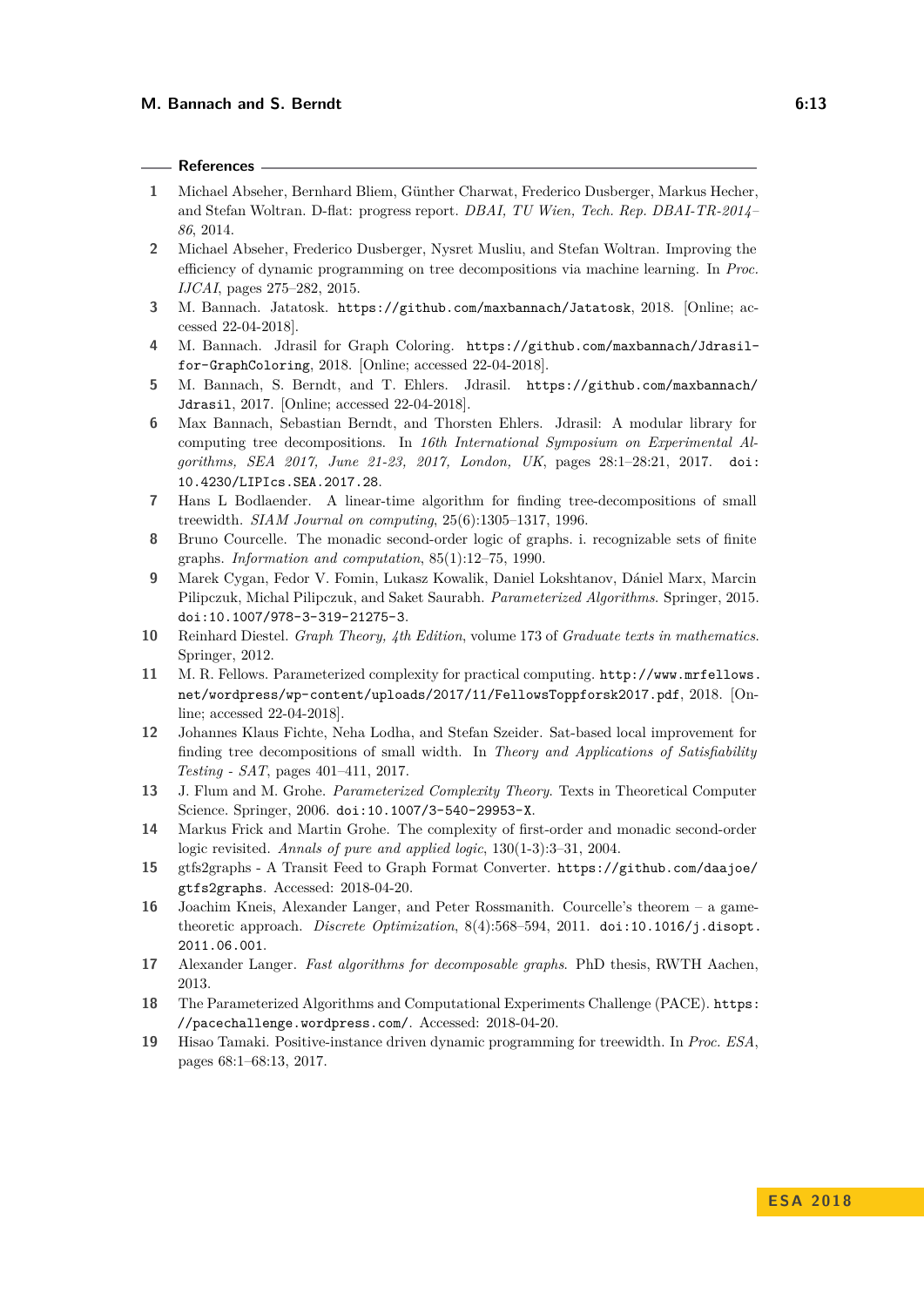## References

1. Michael Abseher, Bernhard Bliem, Günther Charwat, Frederico Dusberger, Markus Hecher, and Stefan Woltran. D-flat: progress report. *DBAI, TU Wien, Tech. Rep. DBAI-TR-2014–86*, 2014.
2. Michael Abseher, Frederico Dusberger, Nysret Musliu, and Stefan Woltran. Improving the efficiency of dynamic programming on tree decompositions via machine learning. In *Proc. IJCAI*, pages 275–282, 2015.
3. M. Bannach. Jatatosk. `https://github.com/maxbannach/Jatatosk`, 2018. [Online; accessed 22-04-2018].
4. M. Bannach. Jdrasil for Graph Coloring. `https://github.com/maxbannach/Jdrasil-for-GraphColoring`, 2018. [Online; accessed 22-04-2018].
5. M. Bannach, S. Berndt, and T. Ehlers. Jdrasil. `https://github.com/maxbannach/Jdrasil`, 2017. [Online; accessed 22-04-2018].
6. Max Bannach, Sebastian Berndt, and Thorsten Ehlers. Jdrasil: A modular library for computing tree decompositions. In *16th International Symposium on Experimental Algorithms, SEA 2017, June 21-23, 2017, London, UK*, pages 28:1–28:21, 2017. `doi:10.4230/LIPIcs.SEA.2017.28`.
7. Hans L Bodlaender. A linear-time algorithm for finding tree-decompositions of small treewidth. *SIAM Journal on computing*, 25(6):1305–1317, 1996.
8. Bruno Courcelle. The monadic second-order logic of graphs. i. recognizable sets of finite graphs. *Information and computation*, 85(1):12–75, 1990.
9. Marek Cygan, Fedor V. Fomin, Lukasz Kowalik, Daniel Lokshtanov, Dániel Marx, Marcin Pilipczuk, Michal Pilipczuk, and Saket Saurabh. *Parameterized Algorithms*. Springer, 2015. `doi:10.1007/978-3-319-21275-3`.
10. Reinhard Diestel. *Graph Theory, 4th Edition*, volume 173 of *Graduate texts in mathematics*. Springer, 2012.
11. M. R. Fellows. Parameterized complexity for practical computing. `http://www.mrfellows.net/wordpress/wp-content/uploads/2017/11/FellowsToppforsk2017.pdf`, 2018. [Online; accessed 22-04-2018].
12. Johannes Klaus Fichte, Neha Lodha, and Stefan Szeider. Sat-based local improvement for finding tree decompositions of small width. In *Theory and Applications of Satisfiability Testing - SAT*, pages 401–411, 2017.
13. J. Flum and M. Grohe. *Parameterized Complexity Theory*. Texts in Theoretical Computer Science. Springer, 2006. `doi:10.1007/3-540-29953-X`.
14. Markus Frick and Martin Grohe. The complexity of first-order and monadic second-order logic revisited. *Annals of pure and applied logic*, 130(1-3):3–31, 2004.
15. gtfs2graphs - A Transit Feed to Graph Format Converter. `https://github.com/daajoe/gtfs2graphs`. Accessed: 2018-04-20.
16. Joachim Kneis, Alexander Langer, and Peter Rossmanith. Courcelle's theorem – a game-theoretic approach. *Discrete Optimization*, 8(4):568–594, 2011. `doi:10.1016/j.disopt.2011.06.001`.
17. Alexander Langer. *Fast algorithms for decomposable graphs*. PhD thesis, RWTH Aachen, 2013.
18. The Parameterized Algorithms and Computational Experiments Challenge (PACE). `https://pacechallenge.wordpress.com/`. Accessed: 2018-04-20.
19. Hisao Tamaki. Positive-instance driven dynamic programming for treewidth. In *Proc. ESA*, pages 68:1–68:13, 2017.